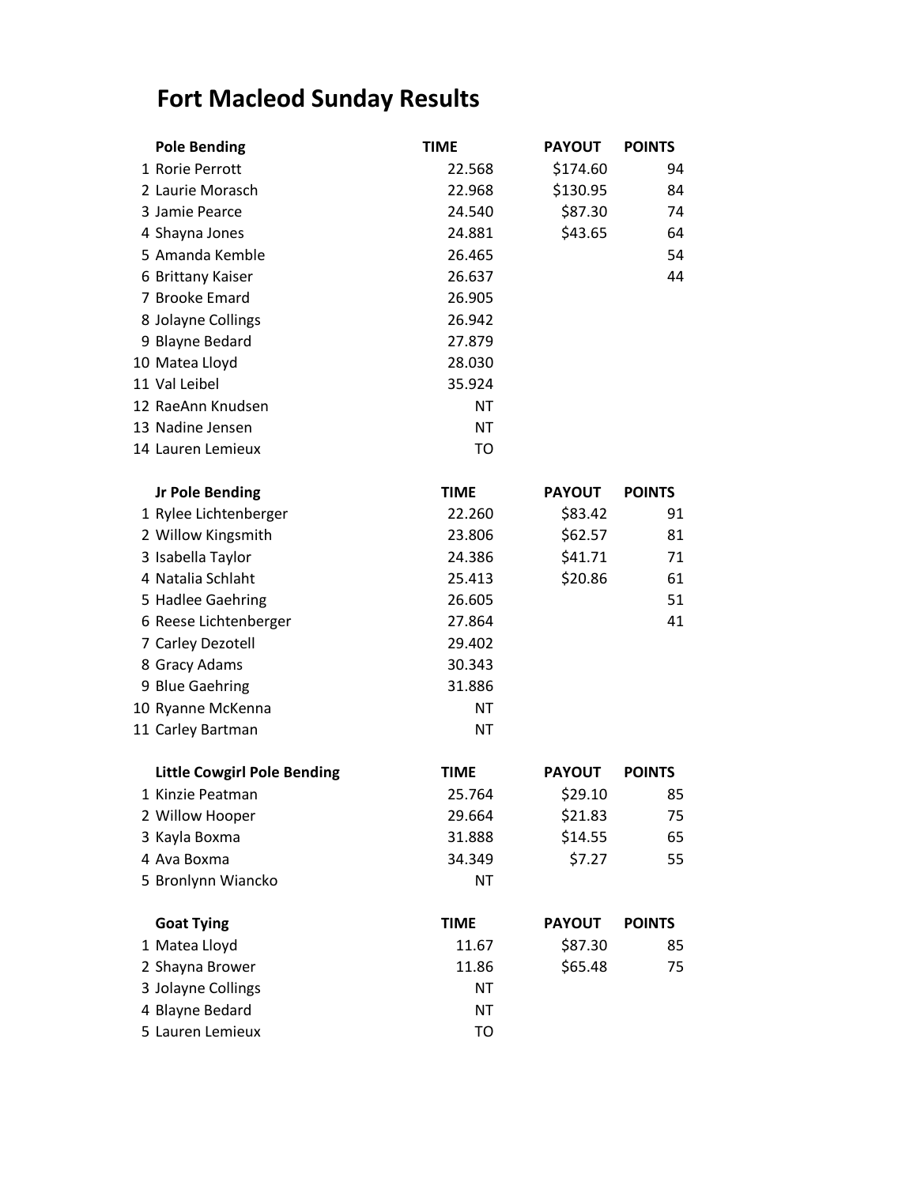# Fort Macleod Sunday Results

| | Pole Bending | TIME | PAYOUT | POINTS |
|---|---|---|---|---|
| 1 | Rorie Perrott | 22.568 | $174.60 | 94 |
| 2 | Laurie Morasch | 22.968 | $130.95 | 84 |
| 3 | Jamie Pearce | 24.540 | $87.30 | 74 |
| 4 | Shayna Jones | 24.881 | $43.65 | 64 |
| 5 | Amanda Kemble | 26.465 | | 54 |
| 6 | Brittany Kaiser | 26.637 | | 44 |
| 7 | Brooke Emard | 26.905 | | |
| 8 | Jolayne Collings | 26.942 | | |
| 9 | Blayne Bedard | 27.879 | | |
| 10 | Matea Lloyd | 28.030 | | |
| 11 | Val Leibel | 35.924 | | |
| 12 | RaeAnn Knudsen | NT | | |
| 13 | Nadine Jensen | NT | | |
| 14 | Lauren Lemieux | TO | | |

| | Jr Pole Bending | TIME | PAYOUT | POINTS |
|---|---|---|---|---|
| 1 | Rylee Lichtenberger | 22.260 | $83.42 | 91 |
| 2 | Willow Kingsmith | 23.806 | $62.57 | 81 |
| 3 | Isabella Taylor | 24.386 | $41.71 | 71 |
| 4 | Natalia Schlaht | 25.413 | $20.86 | 61 |
| 5 | Hadlee Gaehring | 26.605 | | 51 |
| 6 | Reese Lichtenberger | 27.864 | | 41 |
| 7 | Carley Dezotell | 29.402 | | |
| 8 | Gracy Adams | 30.343 | | |
| 9 | Blue Gaehring | 31.886 | | |
| 10 | Ryanne McKenna | NT | | |
| 11 | Carley Bartman | NT | | |

| | Little Cowgirl Pole Bending | TIME | PAYOUT | POINTS |
|---|---|---|---|---|
| 1 | Kinzie Peatman | 25.764 | $29.10 | 85 |
| 2 | Willow Hooper | 29.664 | $21.83 | 75 |
| 3 | Kayla Boxma | 31.888 | $14.55 | 65 |
| 4 | Ava Boxma | 34.349 | $7.27 | 55 |
| 5 | Bronlynn Wiancko | NT | | |

| | Goat Tying | TIME | PAYOUT | POINTS |
|---|---|---|---|---|
| 1 | Matea Lloyd | 11.67 | $87.30 | 85 |
| 2 | Shayna Brower | 11.86 | $65.48 | 75 |
| 3 | Jolayne Collings | NT | | |
| 4 | Blayne Bedard | NT | | |
| 5 | Lauren Lemieux | TO | | |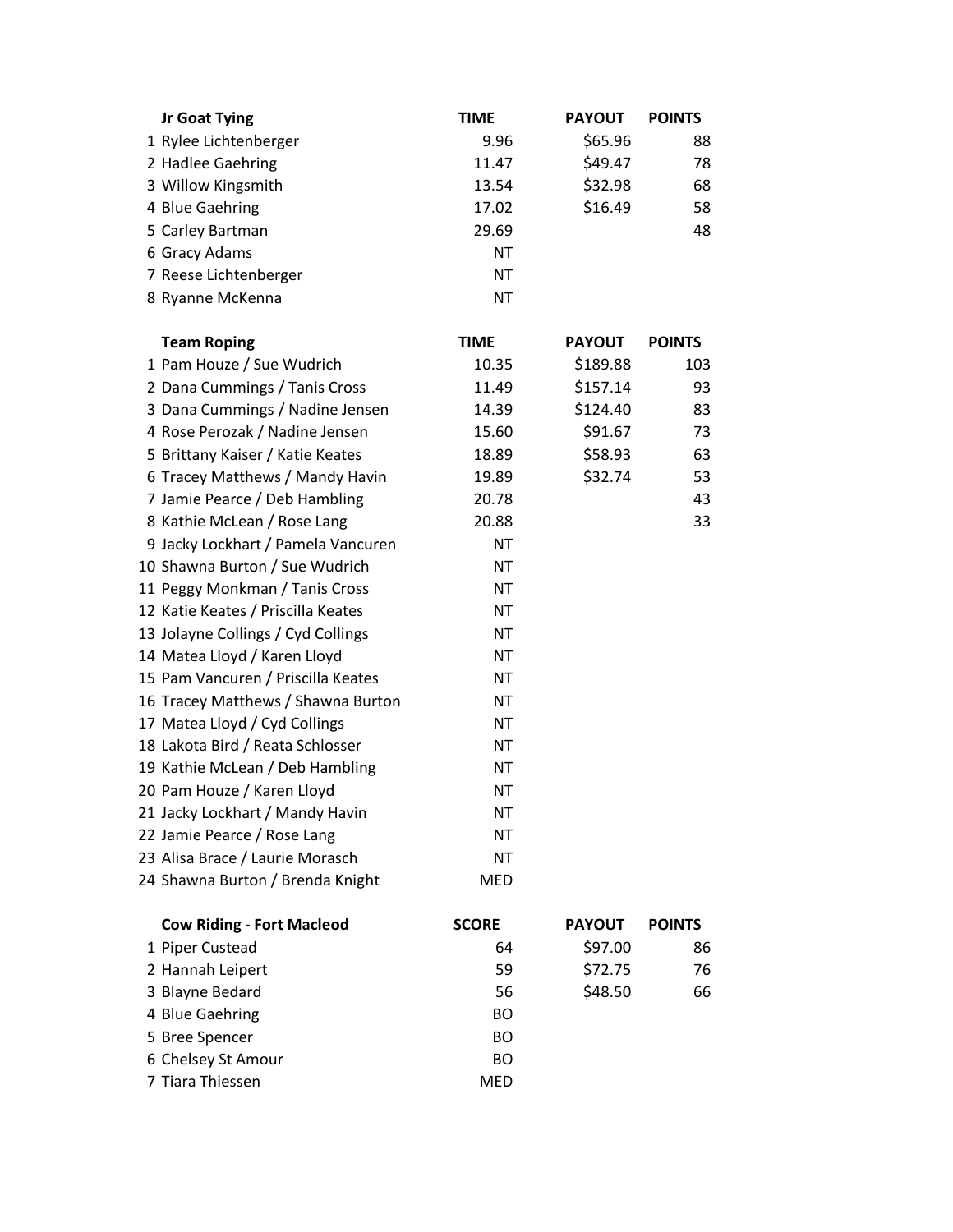| | Jr Goat Tying | TIME | PAYOUT | POINTS |
|---|---|---|---|---|
| 1 | Rylee Lichtenberger | 9.96 | $65.96 | 88 |
| 2 | Hadlee Gaehring | 11.47 | $49.47 | 78 |
| 3 | Willow Kingsmith | 13.54 | $32.98 | 68 |
| 4 | Blue Gaehring | 17.02 | $16.49 | 58 |
| 5 | Carley Bartman | 29.69 | | 48 |
| 6 | Gracy Adams | NT | | |
| 7 | Reese Lichtenberger | NT | | |
| 8 | Ryanne McKenna | NT | | |

| | Team Roping | TIME | PAYOUT | POINTS |
|---|---|---|---|---|
| 1 | Pam Houze / Sue Wudrich | 10.35 | $189.88 | 103 |
| 2 | Dana Cummings / Tanis Cross | 11.49 | $157.14 | 93 |
| 3 | Dana Cummings / Nadine Jensen | 14.39 | $124.40 | 83 |
| 4 | Rose Perozak / Nadine Jensen | 15.60 | $91.67 | 73 |
| 5 | Brittany Kaiser / Katie Keates | 18.89 | $58.93 | 63 |
| 6 | Tracey Matthews / Mandy Havin | 19.89 | $32.74 | 53 |
| 7 | Jamie Pearce / Deb Hambling | 20.78 | | 43 |
| 8 | Kathie McLean / Rose Lang | 20.88 | | 33 |
| 9 | Jacky Lockhart / Pamela Vancuren | NT | | |
| 10 | Shawna Burton / Sue Wudrich | NT | | |
| 11 | Peggy Monkman / Tanis Cross | NT | | |
| 12 | Katie Keates / Priscilla Keates | NT | | |
| 13 | Jolayne Collings / Cyd Collings | NT | | |
| 14 | Matea Lloyd / Karen Lloyd | NT | | |
| 15 | Pam Vancuren / Priscilla Keates | NT | | |
| 16 | Tracey Matthews / Shawna Burton | NT | | |
| 17 | Matea Lloyd / Cyd Collings | NT | | |
| 18 | Lakota Bird / Reata Schlosser | NT | | |
| 19 | Kathie McLean / Deb Hambling | NT | | |
| 20 | Pam Houze / Karen Lloyd | NT | | |
| 21 | Jacky Lockhart / Mandy Havin | NT | | |
| 22 | Jamie Pearce / Rose Lang | NT | | |
| 23 | Alisa Brace / Laurie Morasch | NT | | |
| 24 | Shawna Burton / Brenda Knight | MED | | |

| | Cow Riding - Fort Macleod | SCORE | PAYOUT | POINTS |
|---|---|---|---|---|
| 1 | Piper Custead | 64 | $97.00 | 86 |
| 2 | Hannah Leipert | 59 | $72.75 | 76 |
| 3 | Blayne Bedard | 56 | $48.50 | 66 |
| 4 | Blue Gaehring | BO | | |
| 5 | Bree Spencer | BO | | |
| 6 | Chelsey St Amour | BO | | |
| 7 | Tiara Thiessen | MED | | |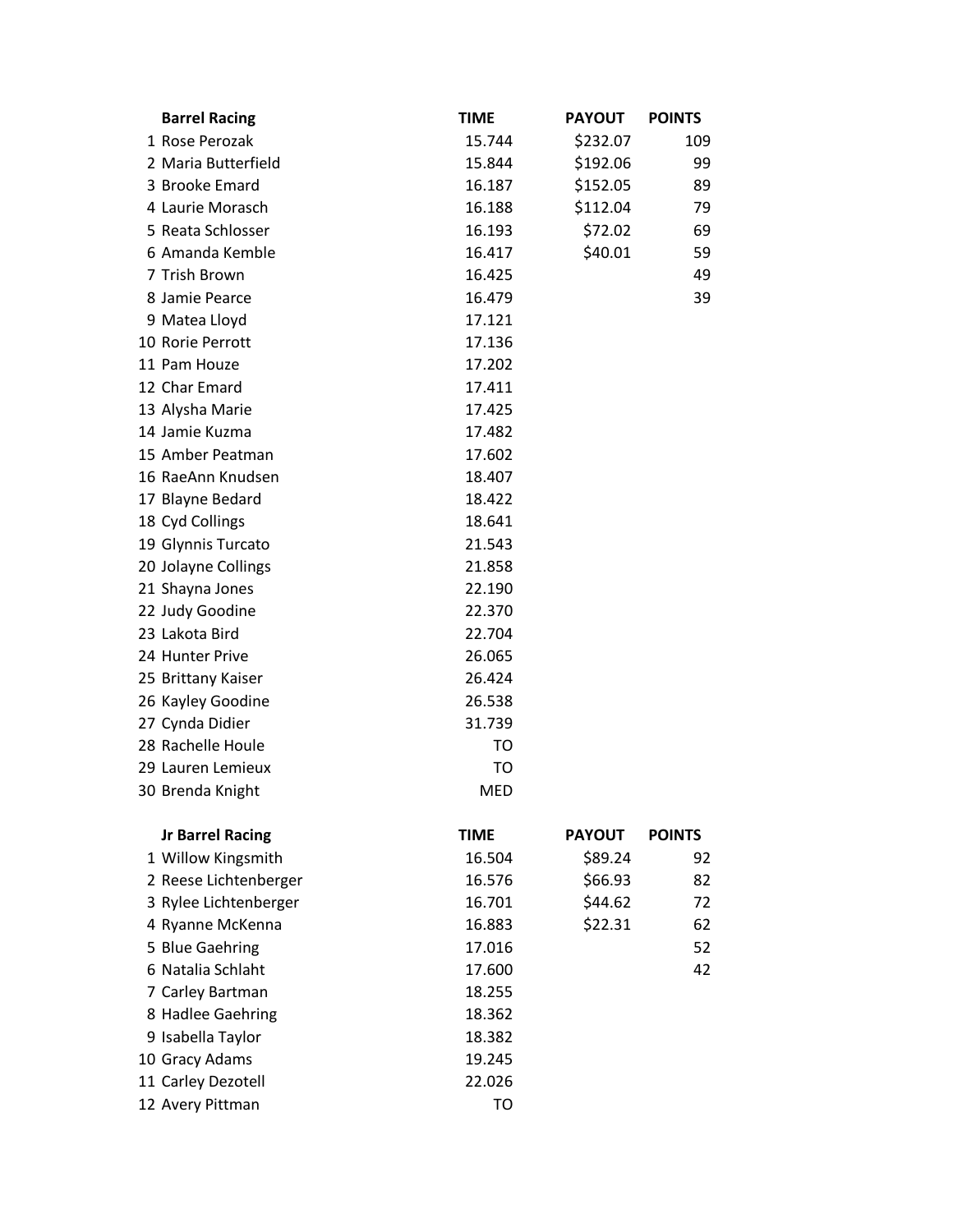| | Barrel Racing | TIME | PAYOUT | POINTS |
|---|---|---|---|---|
| 1 | Rose Perozak | 15.744 | $232.07 | 109 |
| 2 | Maria Butterfield | 15.844 | $192.06 | 99 |
| 3 | Brooke Emard | 16.187 | $152.05 | 89 |
| 4 | Laurie Morasch | 16.188 | $112.04 | 79 |
| 5 | Reata Schlosser | 16.193 | $72.02 | 69 |
| 6 | Amanda Kemble | 16.417 | $40.01 | 59 |
| 7 | Trish Brown | 16.425 | | 49 |
| 8 | Jamie Pearce | 16.479 | | 39 |
| 9 | Matea Lloyd | 17.121 | | |
| 10 | Rorie Perrott | 17.136 | | |
| 11 | Pam Houze | 17.202 | | |
| 12 | Char Emard | 17.411 | | |
| 13 | Alysha Marie | 17.425 | | |
| 14 | Jamie Kuzma | 17.482 | | |
| 15 | Amber Peatman | 17.602 | | |
| 16 | RaeAnn Knudsen | 18.407 | | |
| 17 | Blayne Bedard | 18.422 | | |
| 18 | Cyd Collings | 18.641 | | |
| 19 | Glynnis Turcato | 21.543 | | |
| 20 | Jolayne Collings | 21.858 | | |
| 21 | Shayna Jones | 22.190 | | |
| 22 | Judy Goodine | 22.370 | | |
| 23 | Lakota Bird | 22.704 | | |
| 24 | Hunter Prive | 26.065 | | |
| 25 | Brittany Kaiser | 26.424 | | |
| 26 | Kayley Goodine | 26.538 | | |
| 27 | Cynda Didier | 31.739 | | |
| 28 | Rachelle Houle | TO | | |
| 29 | Lauren Lemieux | TO | | |
| 30 | Brenda Knight | MED | | |

| | Jr Barrel Racing | TIME | PAYOUT | POINTS |
|---|---|---|---|---|
| 1 | Willow Kingsmith | 16.504 | $89.24 | 92 |
| 2 | Reese Lichtenberger | 16.576 | $66.93 | 82 |
| 3 | Rylee Lichtenberger | 16.701 | $44.62 | 72 |
| 4 | Ryanne McKenna | 16.883 | $22.31 | 62 |
| 5 | Blue Gaehring | 17.016 | | 52 |
| 6 | Natalia Schlaht | 17.600 | | 42 |
| 7 | Carley Bartman | 18.255 | | |
| 8 | Hadlee Gaehring | 18.362 | | |
| 9 | Isabella Taylor | 18.382 | | |
| 10 | Gracy Adams | 19.245 | | |
| 11 | Carley Dezotell | 22.026 | | |
| 12 | Avery Pittman | TO | | |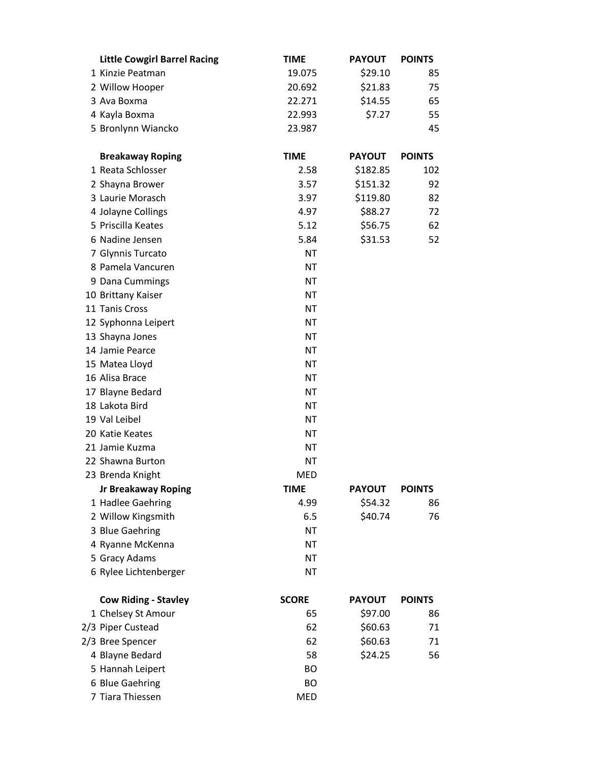| | Little Cowgirl Barrel Racing | TIME | PAYOUT | POINTS |
|---|---|---|---|---|
| 1 | Kinzie Peatman | 19.075 | $29.10 | 85 |
| 2 | Willow Hooper | 20.692 | $21.83 | 75 |
| 3 | Ava Boxma | 22.271 | $14.55 | 65 |
| 4 | Kayla Boxma | 22.993 | $7.27 | 55 |
| 5 | Bronlynn Wiancko | 23.987 | | 45 |

| | Breakaway Roping | TIME | PAYOUT | POINTS |
|---|---|---|---|---|
| 1 | Reata Schlosser | 2.58 | $182.85 | 102 |
| 2 | Shayna Brower | 3.57 | $151.32 | 92 |
| 3 | Laurie Morasch | 3.97 | $119.80 | 82 |
| 4 | Jolayne Collings | 4.97 | $88.27 | 72 |
| 5 | Priscilla Keates | 5.12 | $56.75 | 62 |
| 6 | Nadine Jensen | 5.84 | $31.53 | 52 |
| 7 | Glynnis Turcato | NT | | |
| 8 | Pamela Vancuren | NT | | |
| 9 | Dana Cummings | NT | | |
| 10 | Brittany Kaiser | NT | | |
| 11 | Tanis Cross | NT | | |
| 12 | Syphonna Leipert | NT | | |
| 13 | Shayna Jones | NT | | |
| 14 | Jamie Pearce | NT | | |
| 15 | Matea Lloyd | NT | | |
| 16 | Alisa Brace | NT | | |
| 17 | Blayne Bedard | NT | | |
| 18 | Lakota Bird | NT | | |
| 19 | Val Leibel | NT | | |
| 20 | Katie Keates | NT | | |
| 21 | Jamie Kuzma | NT | | |
| 22 | Shawna Burton | NT | | |
| 23 | Brenda Knight | MED | | |

| | Jr Breakaway Roping | TIME | PAYOUT | POINTS |
|---|---|---|---|---|
| 1 | Hadlee Gaehring | 4.99 | $54.32 | 86 |
| 2 | Willow Kingsmith | 6.5 | $40.74 | 76 |
| 3 | Blue Gaehring | NT | | |
| 4 | Ryanne McKenna | NT | | |
| 5 | Gracy Adams | NT | | |
| 6 | Rylee Lichtenberger | NT | | |

| | Cow Riding - Stavley | SCORE | PAYOUT | POINTS |
|---|---|---|---|---|
| 1 | Chelsey St Amour | 65 | $97.00 | 86 |
| 2/3 | Piper Custead | 62 | $60.63 | 71 |
| 2/3 | Bree Spencer | 62 | $60.63 | 71 |
| 4 | Blayne Bedard | 58 | $24.25 | 56 |
| 5 | Hannah Leipert | BO | | |
| 6 | Blue Gaehring | BO | | |
| 7 | Tiara Thiessen | MED | | |